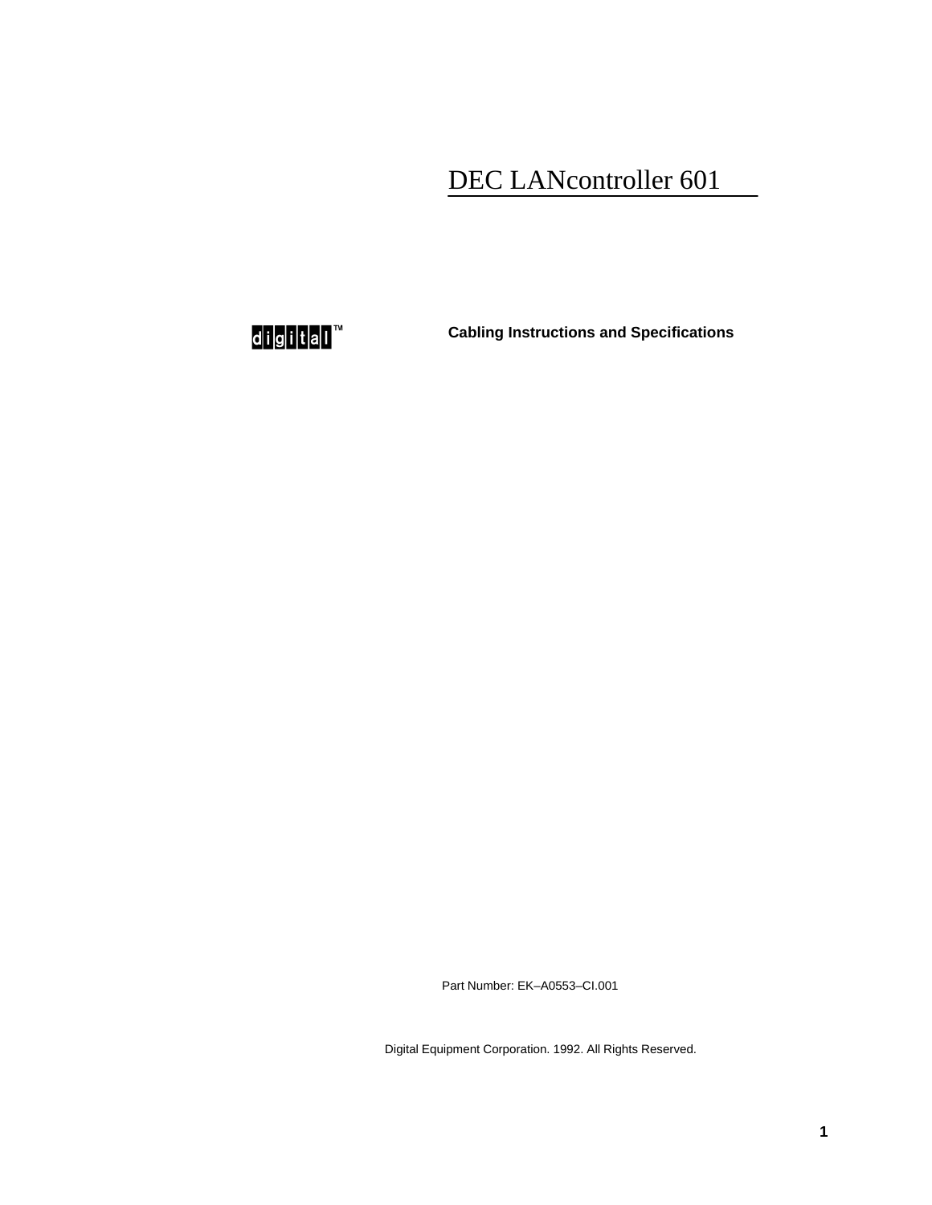# DEC LANcontroller 601

digital™

**Cabling Instructions and Specifications**

Part Number: EK–A0553–CI.001

Digital Equipment Corporation. 1992. All Rights Reserved.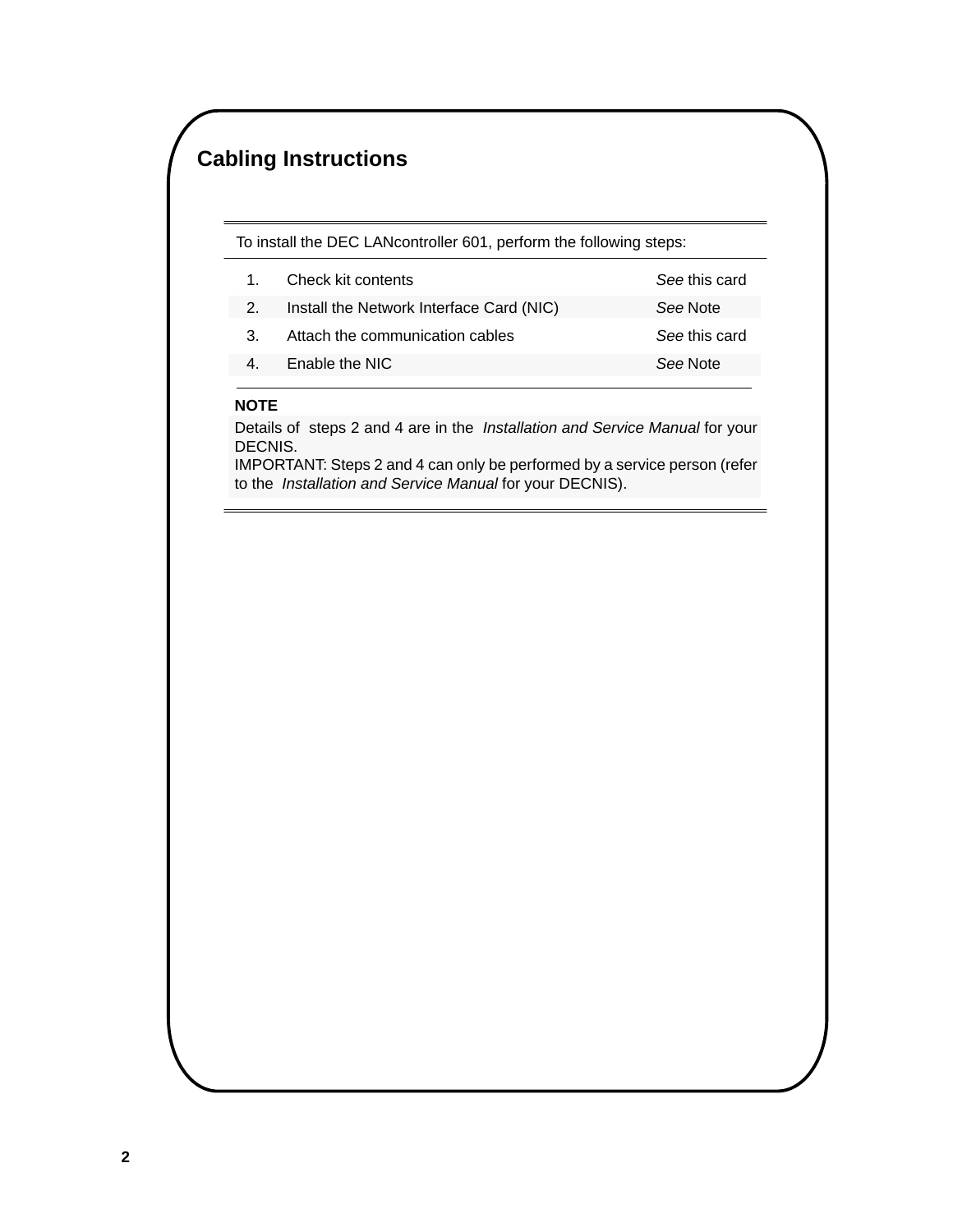# Cabling Instructions

To install the DEC LANcontroller 601, perform the following steps:

| | | |
|---|---|---|
| 1. | Check kit contents | *See* this card |
| 2. | Install the Network Interface Card (NIC) | *See* Note |
| 3. | Attach the communication cables | *See* this card |
| 4. | Enable the NIC | *See* Note |

**NOTE**

Details of steps 2 and 4 are in the *Installation and Service Manual* for your DECNIS.
IMPORTANT: Steps 2 and 4 can only be performed by a service person (refer to the *Installation and Service Manual* for your DECNIS).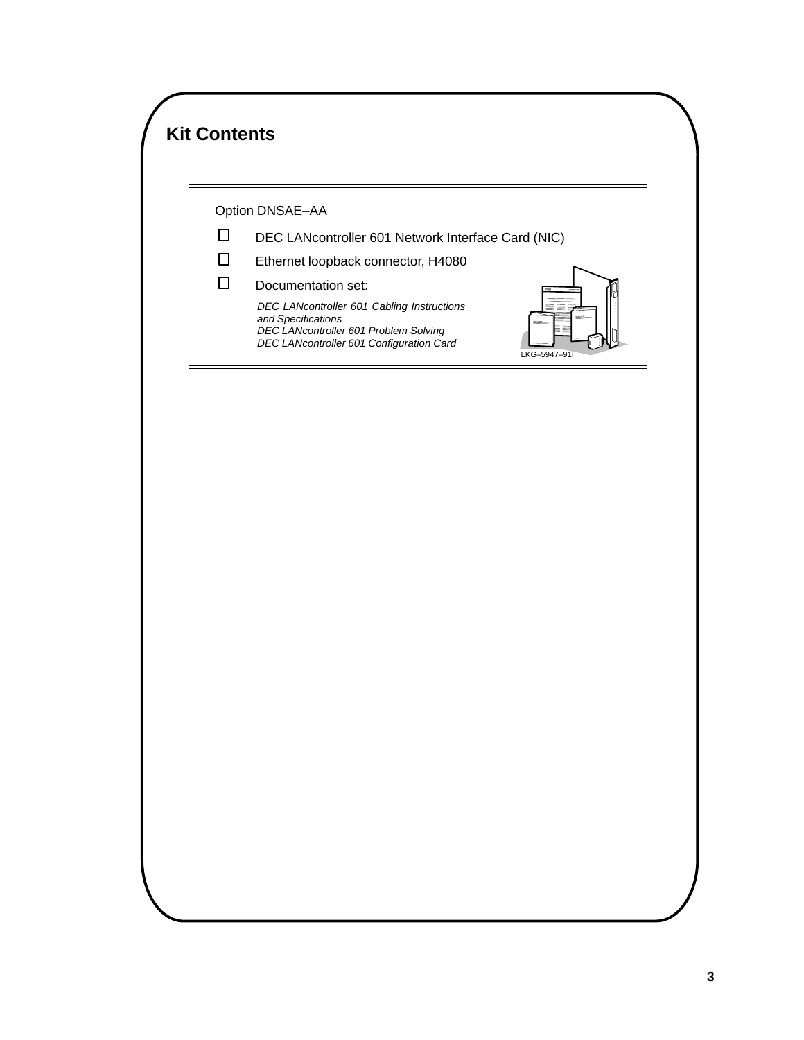## Kit Contents

Option DNSAE–AA

- ☐ DEC LANcontroller 601 Network Interface Card (NIC)
- ☐ Ethernet loopback connector, H4080
- ☐ Documentation set:

  *DEC LANcontroller 601 Cabling Instructions and Specifications*
  *DEC LANcontroller 601 Problem Solving*
  *DEC LANcontroller 601 Configuration Card*

LKG–5947–91I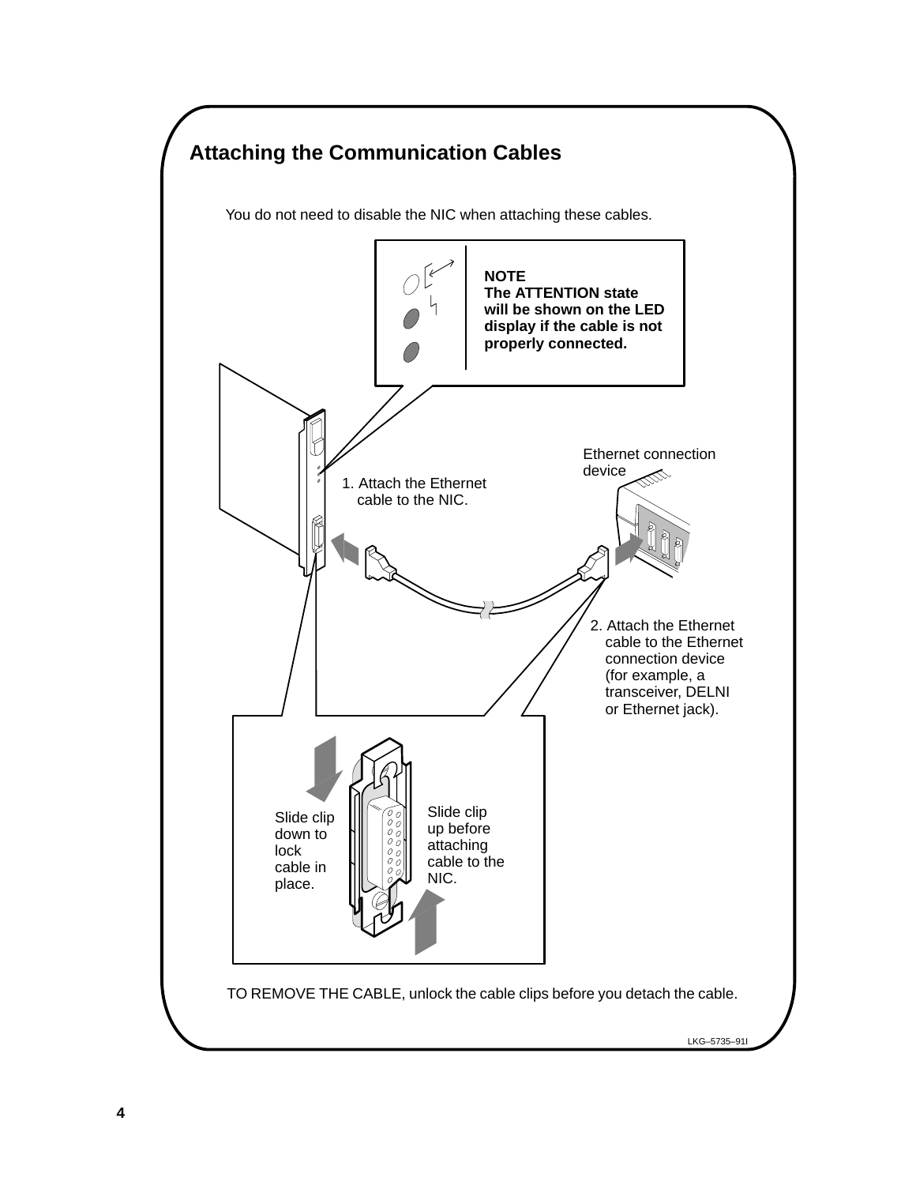## Attaching the Communication Cables

You do not need to disable the NIC when attaching these cables.

**NOTE**
**The ATTENTION state will be shown on the LED display if the cable is not properly connected.**

Ethernet connection device

1. Attach the Ethernet cable to the NIC.

2. Attach the Ethernet cable to the Ethernet connection device (for example, a transceiver, DELNI or Ethernet jack).

Slide clip down to lock cable in place.

Slide clip up before attaching cable to the NIC.

TO REMOVE THE CABLE, unlock the cable clips before you detach the cable.

LKG–5735–91I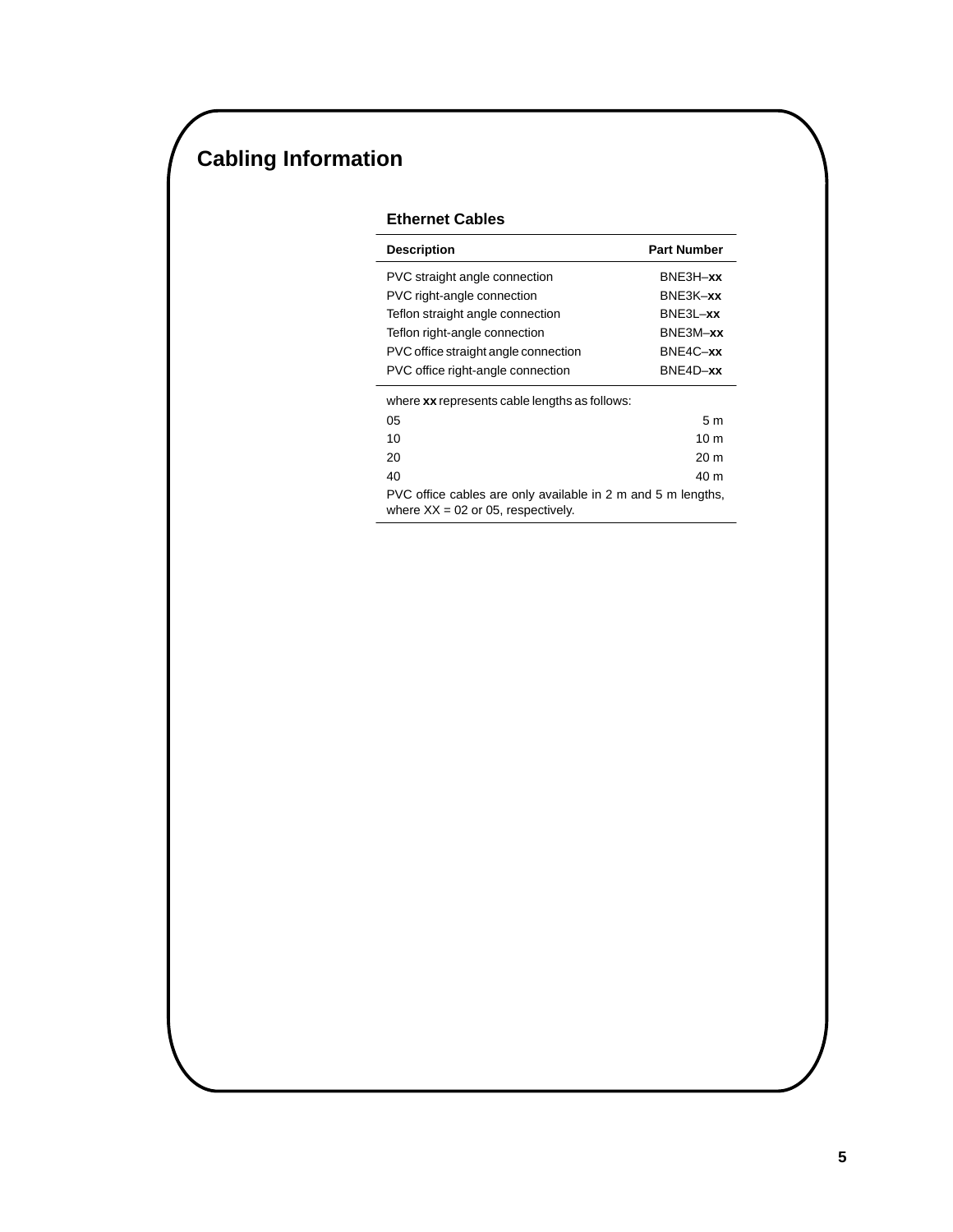# Cabling Information

## Ethernet Cables

| Description | Part Number |
|---|---|
| PVC straight angle connection | BNE3H–**xx** |
| PVC right-angle connection | BNE3K–**xx** |
| Teflon straight angle connection | BNE3L–**xx** |
| Teflon right-angle connection | BNE3M–**xx** |
| PVC office straight angle connection | BNE4C–**xx** |
| PVC office right-angle connection | BNE4D–**xx** |

where **xx** represents cable lengths as follows:

| | |
|---|---|
| 05 | 5 m |
| 10 | 10 m |
| 20 | 20 m |
| 40 | 40 m |

PVC office cables are only available in 2 m and 5 m lengths, where XX = 02 or 05, respectively.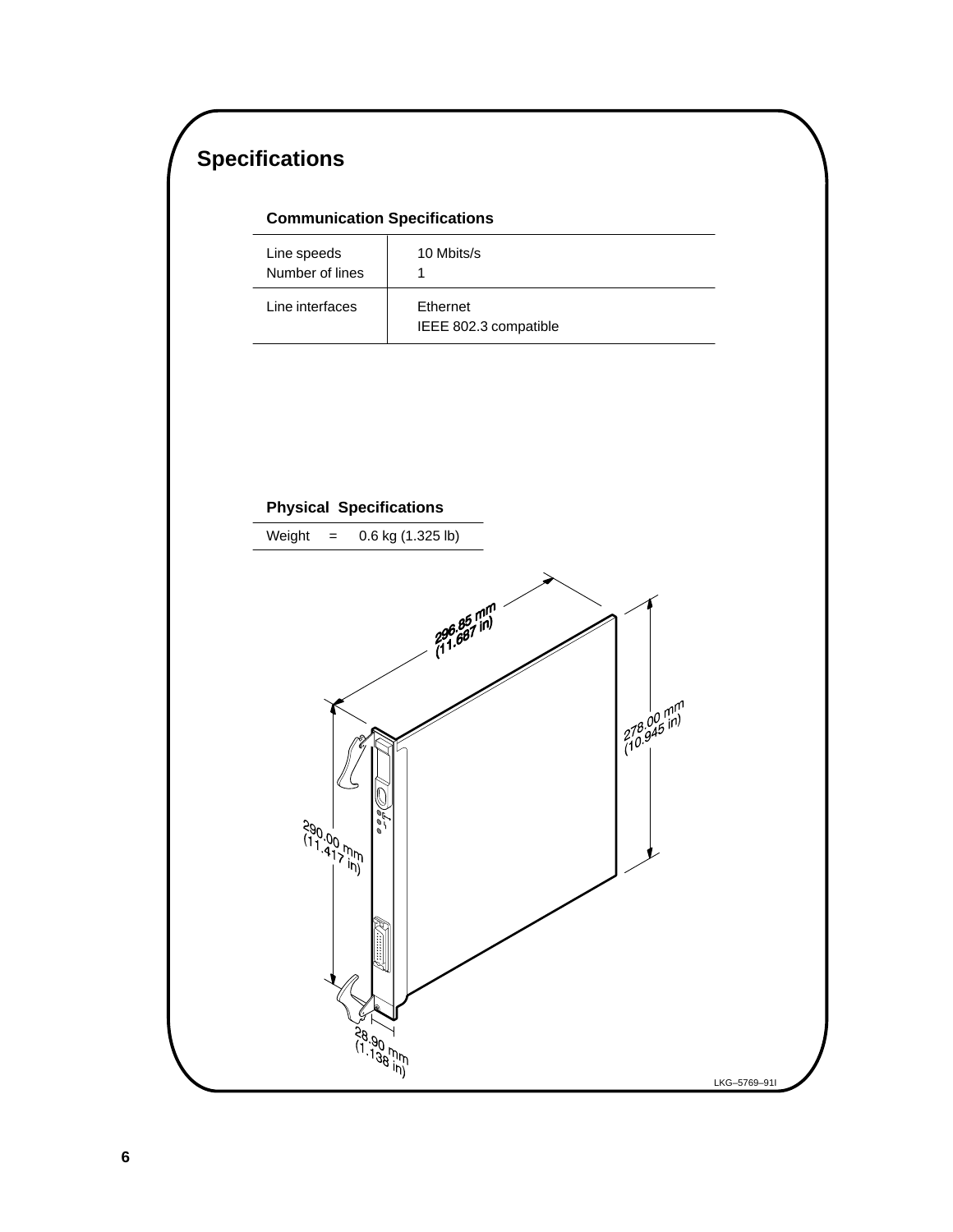# Specifications

### Communication Specifications

| | |
|---|---|
| Line speeds | 10 Mbits/s |
| Number of lines | 1 |
| Line interfaces | Ethernet<br>IEEE 802.3 compatible |

### Physical Specifications

| | | |
|---|---|---|
| Weight | = | 0.6 kg (1.325 lb) |

296.85 mm
(11.687 in)

278.00 mm
(10.945 in)

290.00 mm
(11.417 in)

28.90 mm
(1.138 in)

LKG–5769–91I